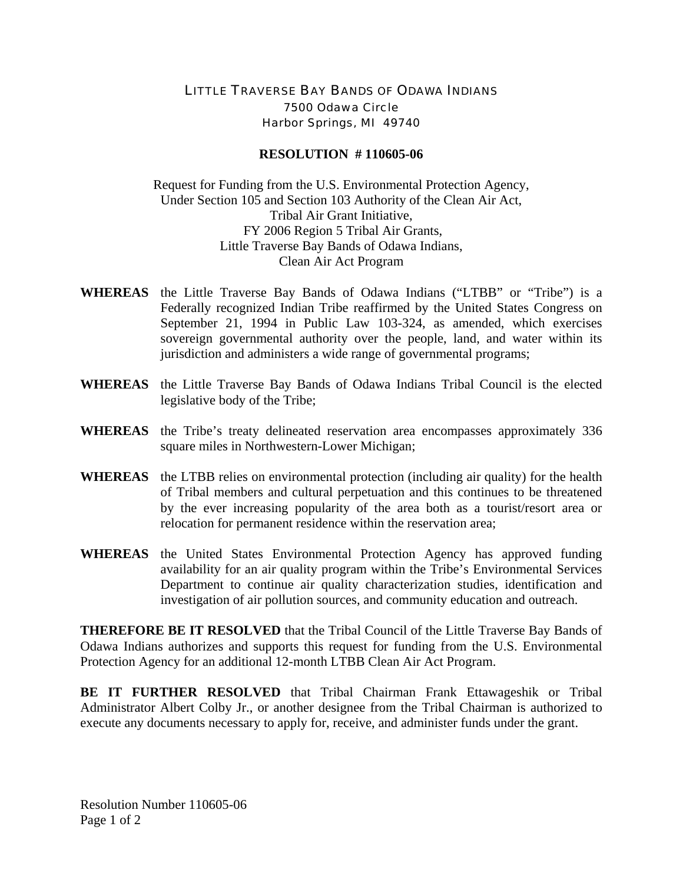# LITTLE TRAVERSE BAY BANDS OF ODAWA INDIANS

7500 Odawa Circle
Harbor Springs, MI 49740

## RESOLUTION # 110605-06

Request for Funding from the U.S. Environmental Protection Agency,
Under Section 105 and Section 103 Authority of the Clean Air Act,
Tribal Air Grant Initiative,
FY 2006 Region 5 Tribal Air Grants,
Little Traverse Bay Bands of Odawa Indians,
Clean Air Act Program

**WHEREAS** the Little Traverse Bay Bands of Odawa Indians ("LTBB" or "Tribe") is a Federally recognized Indian Tribe reaffirmed by the United States Congress on September 21, 1994 in Public Law 103-324, as amended, which exercises sovereign governmental authority over the people, land, and water within its jurisdiction and administers a wide range of governmental programs;

**WHEREAS** the Little Traverse Bay Bands of Odawa Indians Tribal Council is the elected legislative body of the Tribe;

**WHEREAS** the Tribe's treaty delineated reservation area encompasses approximately 336 square miles in Northwestern-Lower Michigan;

**WHEREAS** the LTBB relies on environmental protection (including air quality) for the health of Tribal members and cultural perpetuation and this continues to be threatened by the ever increasing popularity of the area both as a tourist/resort area or relocation for permanent residence within the reservation area;

**WHEREAS** the United States Environmental Protection Agency has approved funding availability for an air quality program within the Tribe's Environmental Services Department to continue air quality characterization studies, identification and investigation of air pollution sources, and community education and outreach.

**THEREFORE BE IT RESOLVED** that the Tribal Council of the Little Traverse Bay Bands of Odawa Indians authorizes and supports this request for funding from the U.S. Environmental Protection Agency for an additional 12-month LTBB Clean Air Act Program.

**BE IT FURTHER RESOLVED** that Tribal Chairman Frank Ettawageshik or Tribal Administrator Albert Colby Jr., or another designee from the Tribal Chairman is authorized to execute any documents necessary to apply for, receive, and administer funds under the grant.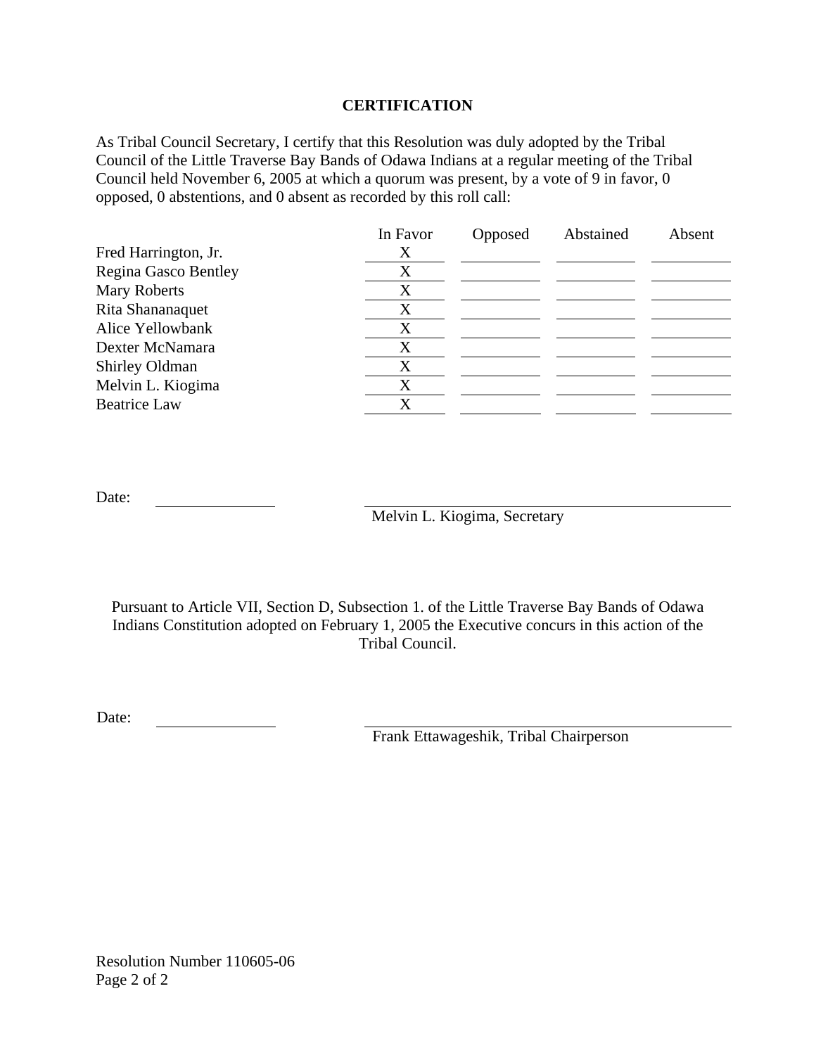## CERTIFICATION

As Tribal Council Secretary, I certify that this Resolution was duly adopted by the Tribal Council of the Little Traverse Bay Bands of Odawa Indians at a regular meeting of the Tribal Council held November 6, 2005 at which a quorum was present, by a vote of 9 in favor, 0 opposed, 0 abstentions, and 0 absent as recorded by this roll call:

| | In Favor | Opposed | Abstained | Absent |
|---|---|---|---|---|
| Fred Harrington, Jr. | X | | | |
| Regina Gasco Bentley | X | | | |
| Mary Roberts | X | | | |
| Rita Shananaquet | X | | | |
| Alice Yellowbank | X | | | |
| Dexter McNamara | X | | | |
| Shirley Oldman | X | | | |
| Melvin L. Kiogima | X | | | |
| Beatrice Law | X | | | |

Date: ______________

______________________________
Melvin L. Kiogima, Secretary

Pursuant to Article VII, Section D, Subsection 1. of the Little Traverse Bay Bands of Odawa Indians Constitution adopted on February 1, 2005 the Executive concurs in this action of the Tribal Council.

Date: ______________

______________________________
Frank Ettawageshik, Tribal Chairperson

Resolution Number 110605-06